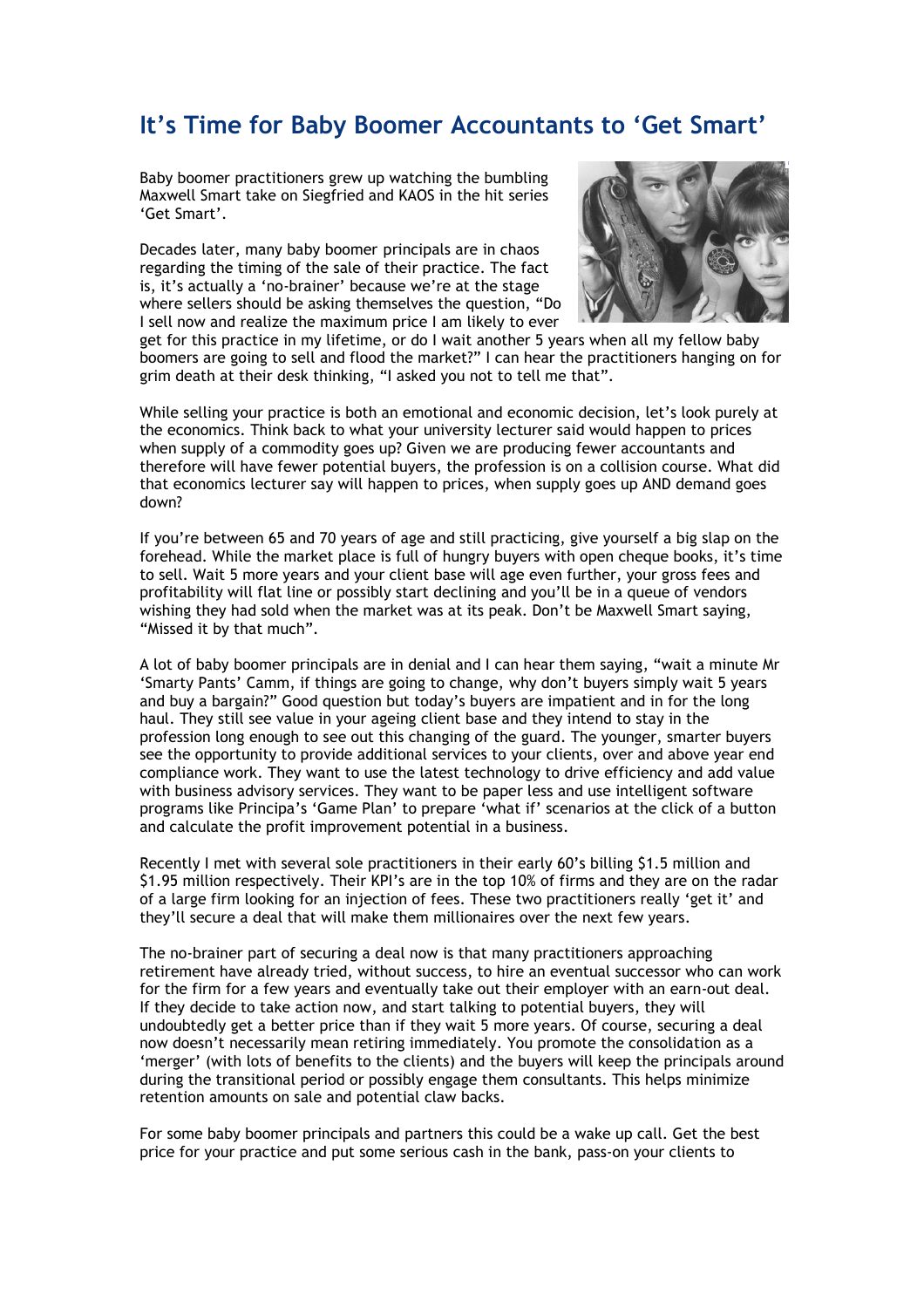# It's Time for Baby Boomer Accountants to 'Get Smart'

Baby boomer practitioners grew up watching the bumbling Maxwell Smart take on Siegfried and KAOS in the hit series 'Get Smart'.

Decades later, many baby boomer principals are in chaos regarding the timing of the sale of their practice. The fact is, it's actually a 'no-brainer' because we're at the stage where sellers should be asking themselves the question, "Do I sell now and realize the maximum price I am likely to ever get for this practice in my lifetime, or do I wait another 5 years when all my fellow baby boomers are going to sell and flood the market?" I can hear the practitioners hanging on for grim death at their desk thinking, "I asked you not to tell me that".

While selling your practice is both an emotional and economic decision, let's look purely at the economics. Think back to what your university lecturer said would happen to prices when supply of a commodity goes up? Given we are producing fewer accountants and therefore will have fewer potential buyers, the profession is on a collision course. What did that economics lecturer say will happen to prices, when supply goes up AND demand goes down?

If you're between 65 and 70 years of age and still practicing, give yourself a big slap on the forehead. While the market place is full of hungry buyers with open cheque books, it's time to sell. Wait 5 more years and your client base will age even further, your gross fees and profitability will flat line or possibly start declining and you'll be in a queue of vendors wishing they had sold when the market was at its peak. Don't be Maxwell Smart saying, "Missed it by that much".

A lot of baby boomer principals are in denial and I can hear them saying, "wait a minute Mr 'Smarty Pants' Camm, if things are going to change, why don't buyers simply wait 5 years and buy a bargain?" Good question but today's buyers are impatient and in for the long haul. They still see value in your ageing client base and they intend to stay in the profession long enough to see out this changing of the guard. The younger, smarter buyers see the opportunity to provide additional services to your clients, over and above year end compliance work. They want to use the latest technology to drive efficiency and add value with business advisory services. They want to be paper less and use intelligent software programs like Principa's 'Game Plan' to prepare 'what if' scenarios at the click of a button and calculate the profit improvement potential in a business.

Recently I met with several sole practitioners in their early 60's billing $1.5 million and $1.95 million respectively. Their KPI's are in the top 10% of firms and they are on the radar of a large firm looking for an injection of fees. These two practitioners really 'get it' and they'll secure a deal that will make them millionaires over the next few years.

The no-brainer part of securing a deal now is that many practitioners approaching retirement have already tried, without success, to hire an eventual successor who can work for the firm for a few years and eventually take out their employer with an earn-out deal. If they decide to take action now, and start talking to potential buyers, they will undoubtedly get a better price than if they wait 5 more years. Of course, securing a deal now doesn't necessarily mean retiring immediately. You promote the consolidation as a 'merger' (with lots of benefits to the clients) and the buyers will keep the principals around during the transitional period or possibly engage them consultants. This helps minimize retention amounts on sale and potential claw backs.

For some baby boomer principals and partners this could be a wake up call. Get the best price for your practice and put some serious cash in the bank, pass-on your clients to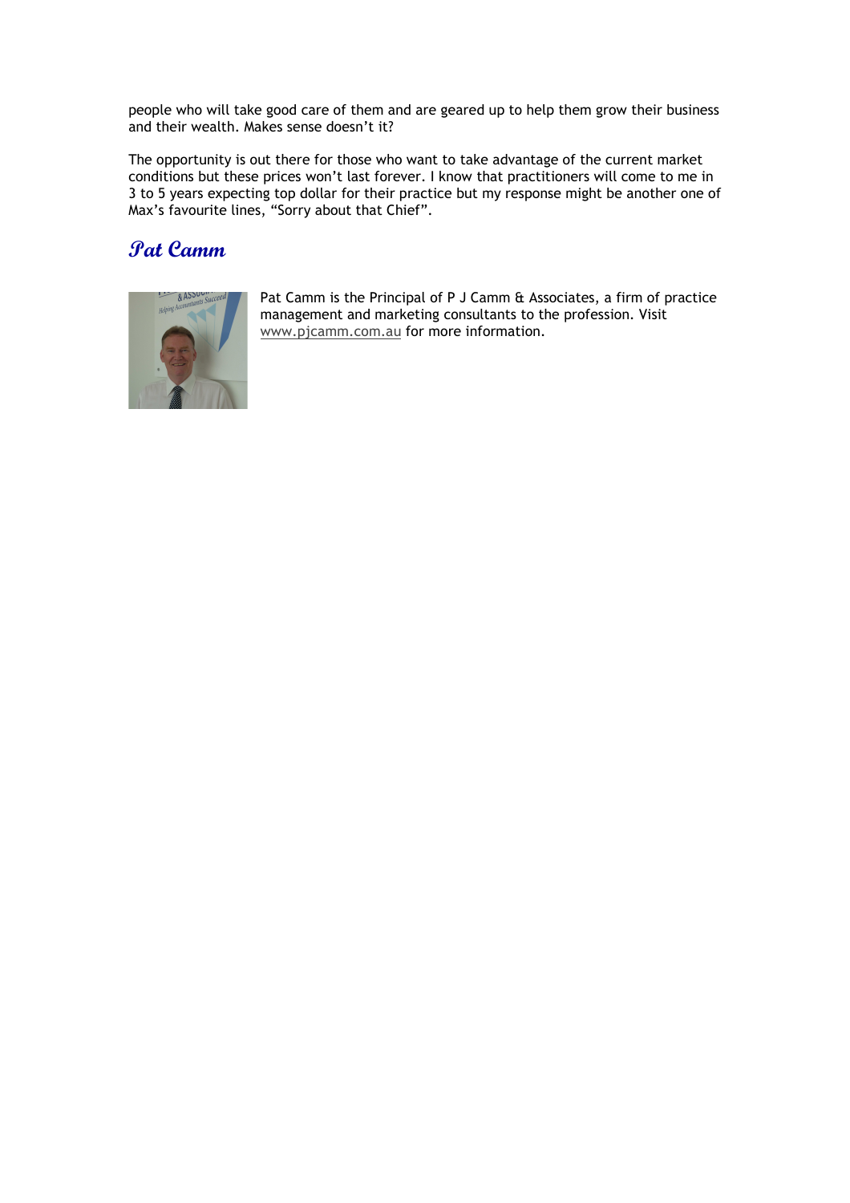people who will take good care of them and are geared up to help them grow their business and their wealth. Makes sense doesn't it?

The opportunity is out there for those who want to take advantage of the current market conditions but these prices won't last forever. I know that practitioners will come to me in 3 to 5 years expecting top dollar for their practice but my response might be another one of Max's favourite lines, "Sorry about that Chief".

## Pat Camm

Pat Camm is the Principal of P J Camm & Associates, a firm of practice management and marketing consultants to the profession. Visit www.pjcamm.com.au for more information.